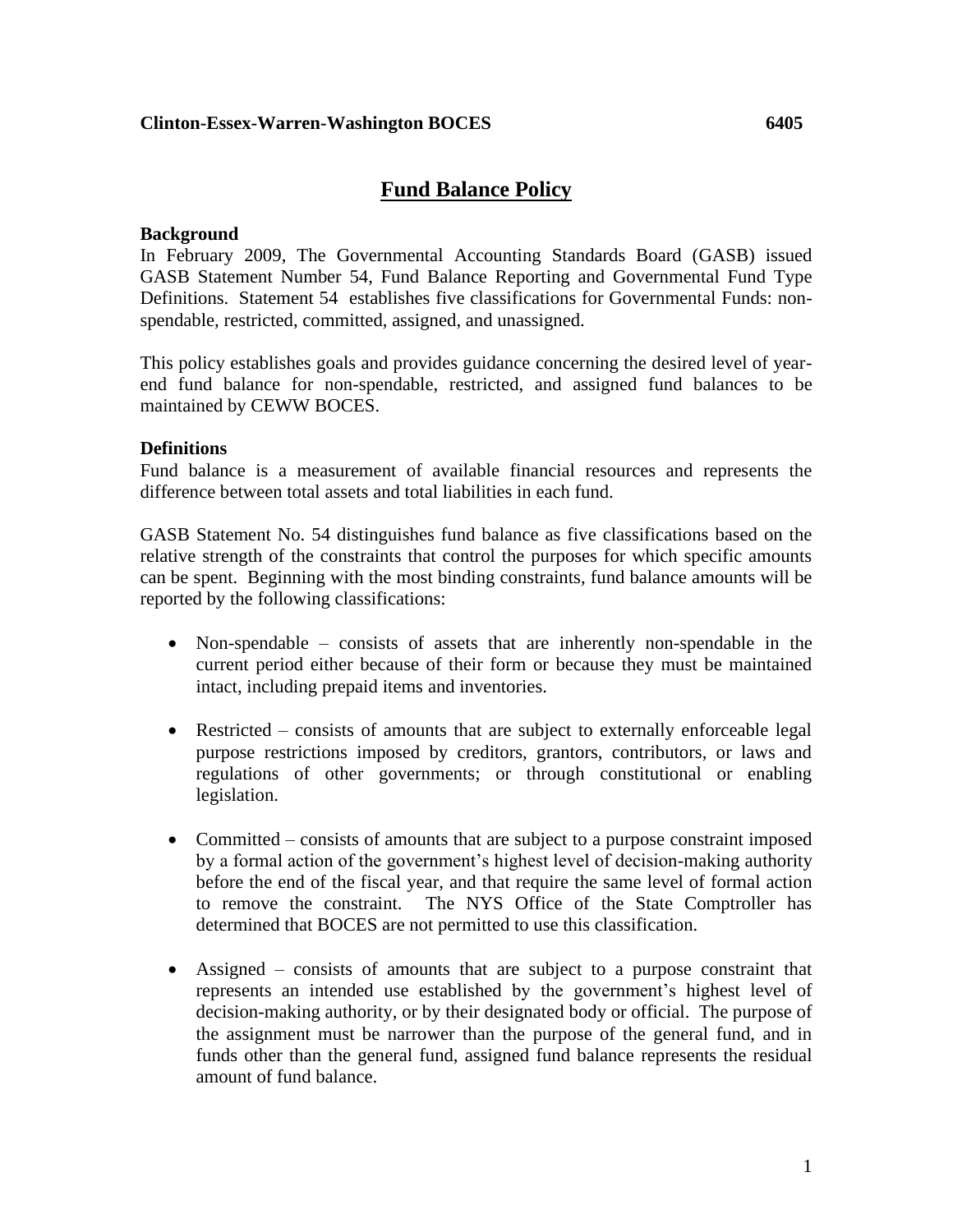**Clinton-Essex-Warren-Washington BOCES 6405**

# Fund Balance Policy

**Background**

In February 2009, The Governmental Accounting Standards Board (GASB) issued GASB Statement Number 54, Fund Balance Reporting and Governmental Fund Type Definitions. Statement 54 establishes five classifications for Governmental Funds: non-spendable, restricted, committed, assigned, and unassigned.

This policy establishes goals and provides guidance concerning the desired level of year-end fund balance for non-spendable, restricted, and assigned fund balances to be maintained by CEWW BOCES.

**Definitions**

Fund balance is a measurement of available financial resources and represents the difference between total assets and total liabilities in each fund.

GASB Statement No. 54 distinguishes fund balance as five classifications based on the relative strength of the constraints that control the purposes for which specific amounts can be spent. Beginning with the most binding constraints, fund balance amounts will be reported by the following classifications:

- Non-spendable – consists of assets that are inherently non-spendable in the current period either because of their form or because they must be maintained intact, including prepaid items and inventories.

- Restricted – consists of amounts that are subject to externally enforceable legal purpose restrictions imposed by creditors, grantors, contributors, or laws and regulations of other governments; or through constitutional or enabling legislation.

- Committed – consists of amounts that are subject to a purpose constraint imposed by a formal action of the government's highest level of decision-making authority before the end of the fiscal year, and that require the same level of formal action to remove the constraint. The NYS Office of the State Comptroller has determined that BOCES are not permitted to use this classification.

- Assigned – consists of amounts that are subject to a purpose constraint that represents an intended use established by the government's highest level of decision-making authority, or by their designated body or official. The purpose of the assignment must be narrower than the purpose of the general fund, and in funds other than the general fund, assigned fund balance represents the residual amount of fund balance.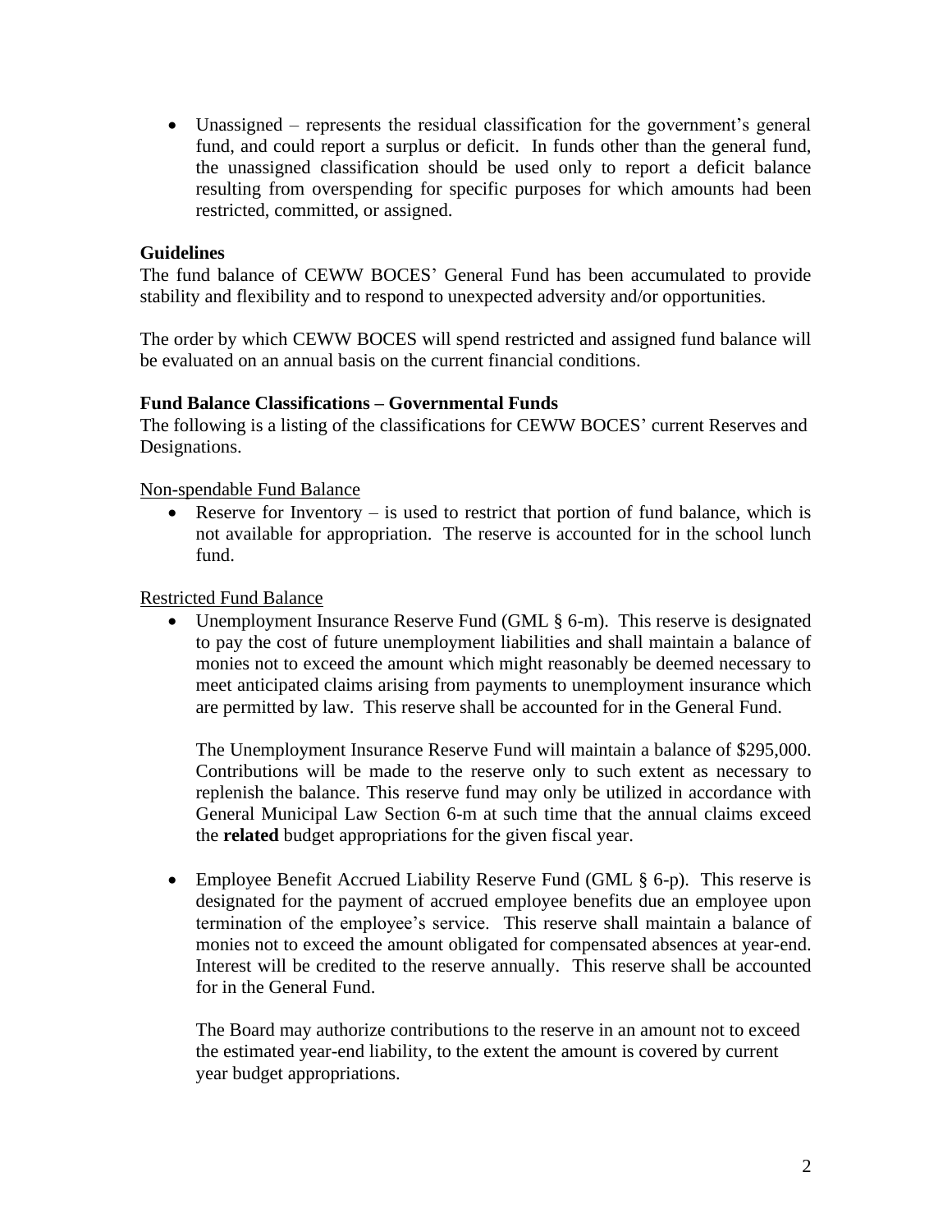- Unassigned – represents the residual classification for the government's general fund, and could report a surplus or deficit. In funds other than the general fund, the unassigned classification should be used only to report a deficit balance resulting from overspending for specific purposes for which amounts had been restricted, committed, or assigned.

**Guidelines**
The fund balance of CEWW BOCES' General Fund has been accumulated to provide stability and flexibility and to respond to unexpected adversity and/or opportunities.

The order by which CEWW BOCES will spend restricted and assigned fund balance will be evaluated on an annual basis on the current financial conditions.

**Fund Balance Classifications – Governmental Funds**
The following is a listing of the classifications for CEWW BOCES' current Reserves and Designations.

<u>Non-spendable Fund Balance</u>

- Reserve for Inventory – is used to restrict that portion of fund balance, which is not available for appropriation. The reserve is accounted for in the school lunch fund.

<u>Restricted Fund Balance</u>

- Unemployment Insurance Reserve Fund (GML § 6-m). This reserve is designated to pay the cost of future unemployment liabilities and shall maintain a balance of monies not to exceed the amount which might reasonably be deemed necessary to meet anticipated claims arising from payments to unemployment insurance which are permitted by law. This reserve shall be accounted for in the General Fund.

  The Unemployment Insurance Reserve Fund will maintain a balance of $295,000. Contributions will be made to the reserve only to such extent as necessary to replenish the balance. This reserve fund may only be utilized in accordance with General Municipal Law Section 6-m at such time that the annual claims exceed the **related** budget appropriations for the given fiscal year.

- Employee Benefit Accrued Liability Reserve Fund (GML § 6-p). This reserve is designated for the payment of accrued employee benefits due an employee upon termination of the employee's service. This reserve shall maintain a balance of monies not to exceed the amount obligated for compensated absences at year-end. Interest will be credited to the reserve annually. This reserve shall be accounted for in the General Fund.

  The Board may authorize contributions to the reserve in an amount not to exceed the estimated year-end liability, to the extent the amount is covered by current year budget appropriations.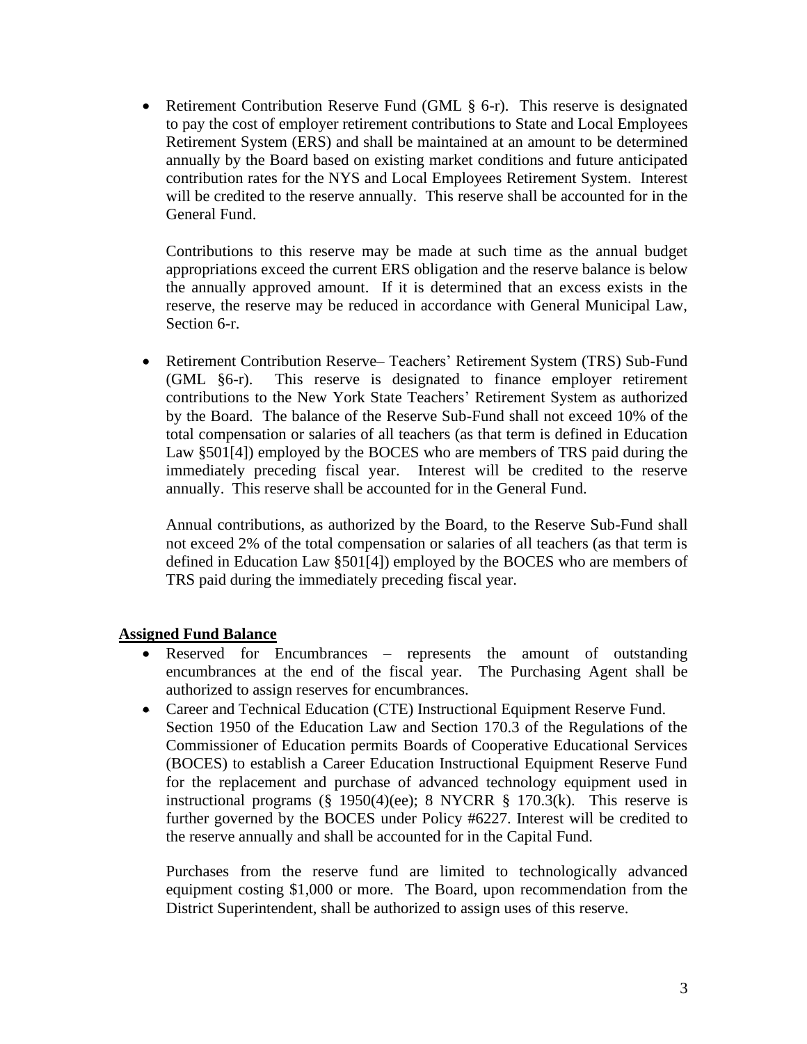- Retirement Contribution Reserve Fund (GML § 6-r). This reserve is designated to pay the cost of employer retirement contributions to State and Local Employees Retirement System (ERS) and shall be maintained at an amount to be determined annually by the Board based on existing market conditions and future anticipated contribution rates for the NYS and Local Employees Retirement System. Interest will be credited to the reserve annually. This reserve shall be accounted for in the General Fund.

  Contributions to this reserve may be made at such time as the annual budget appropriations exceed the current ERS obligation and the reserve balance is below the annually approved amount. If it is determined that an excess exists in the reserve, the reserve may be reduced in accordance with General Municipal Law, Section 6-r.

- Retirement Contribution Reserve– Teachers' Retirement System (TRS) Sub-Fund (GML §6-r). This reserve is designated to finance employer retirement contributions to the New York State Teachers' Retirement System as authorized by the Board. The balance of the Reserve Sub-Fund shall not exceed 10% of the total compensation or salaries of all teachers (as that term is defined in Education Law §501[4]) employed by the BOCES who are members of TRS paid during the immediately preceding fiscal year. Interest will be credited to the reserve annually. This reserve shall be accounted for in the General Fund.

  Annual contributions, as authorized by the Board, to the Reserve Sub-Fund shall not exceed 2% of the total compensation or salaries of all teachers (as that term is defined in Education Law §501[4]) employed by the BOCES who are members of TRS paid during the immediately preceding fiscal year.

**Assigned Fund Balance**

- Reserved for Encumbrances – represents the amount of outstanding encumbrances at the end of the fiscal year. The Purchasing Agent shall be authorized to assign reserves for encumbrances.
- Career and Technical Education (CTE) Instructional Equipment Reserve Fund. Section 1950 of the Education Law and Section 170.3 of the Regulations of the Commissioner of Education permits Boards of Cooperative Educational Services (BOCES) to establish a Career Education Instructional Equipment Reserve Fund for the replacement and purchase of advanced technology equipment used in instructional programs (§ 1950(4)(ee); 8 NYCRR § 170.3(k). This reserve is further governed by the BOCES under Policy #6227. Interest will be credited to the reserve annually and shall be accounted for in the Capital Fund.

  Purchases from the reserve fund are limited to technologically advanced equipment costing $1,000 or more. The Board, upon recommendation from the District Superintendent, shall be authorized to assign uses of this reserve.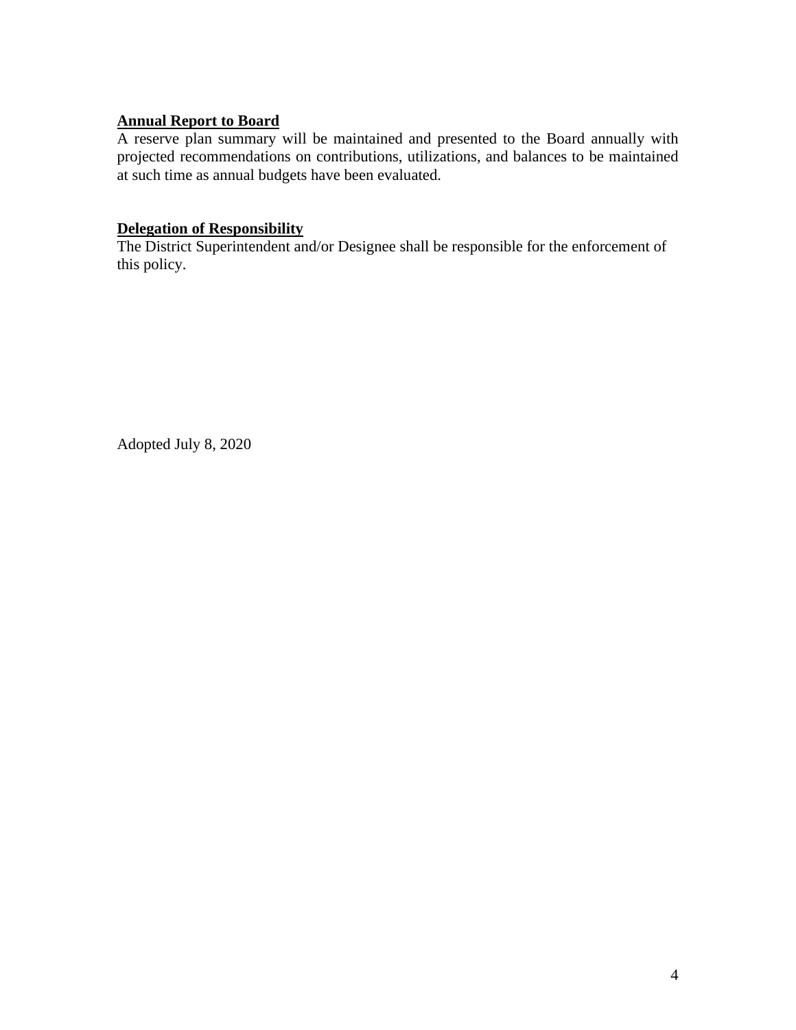**Annual Report to Board**

A reserve plan summary will be maintained and presented to the Board annually with projected recommendations on contributions, utilizations, and balances to be maintained at such time as annual budgets have been evaluated.

**Delegation of Responsibility**

The District Superintendent and/or Designee shall be responsible for the enforcement of this policy.

Adopted July 8, 2020